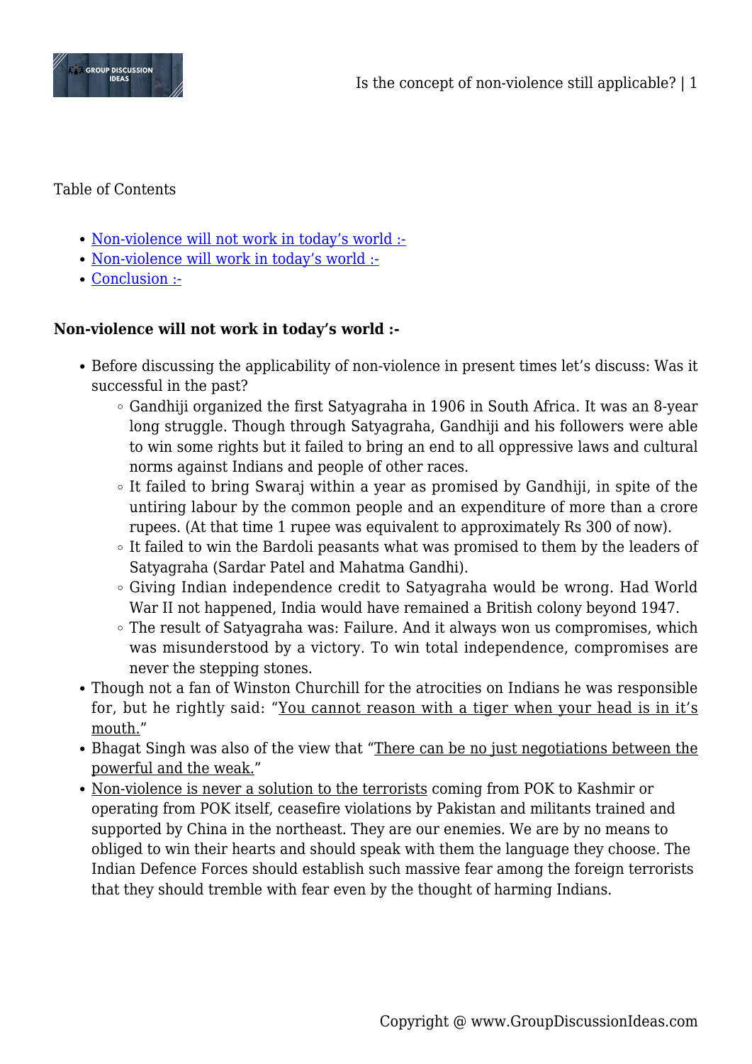Table of Contents

- Non-violence will not work in today's world :-
- Non-violence will work in today's world :-
- Conclusion :-

**Non-violence will not work in today's world :-**

- Before discussing the applicability of non-violence in present times let's discuss: Was it successful in the past?
  - Gandhiji organized the first Satyagraha in 1906 in South Africa. It was an 8-year long struggle. Though through Satyagraha, Gandhiji and his followers were able to win some rights but it failed to bring an end to all oppressive laws and cultural norms against Indians and people of other races.
  - It failed to bring Swaraj within a year as promised by Gandhiji, in spite of the untiring labour by the common people and an expenditure of more than a crore rupees. (At that time 1 rupee was equivalent to approximately Rs 300 of now).
  - It failed to win the Bardoli peasants what was promised to them by the leaders of Satyagraha (Sardar Patel and Mahatma Gandhi).
  - Giving Indian independence credit to Satyagraha would be wrong. Had World War II not happened, India would have remained a British colony beyond 1947.
  - The result of Satyagraha was: Failure. And it always won us compromises, which was misunderstood by a victory. To win total independence, compromises are never the stepping stones.
- Though not a fan of Winston Churchill for the atrocities on Indians he was responsible for, but he rightly said: "You cannot reason with a tiger when your head is in it's mouth."
- Bhagat Singh was also of the view that "There can be no just negotiations between the powerful and the weak."
- Non-violence is never a solution to the terrorists coming from POK to Kashmir or operating from POK itself, ceasefire violations by Pakistan and militants trained and supported by China in the northeast. They are our enemies. We are by no means to obliged to win their hearts and should speak with them the language they choose. The Indian Defence Forces should establish such massive fear among the foreign terrorists that they should tremble with fear even by the thought of harming Indians.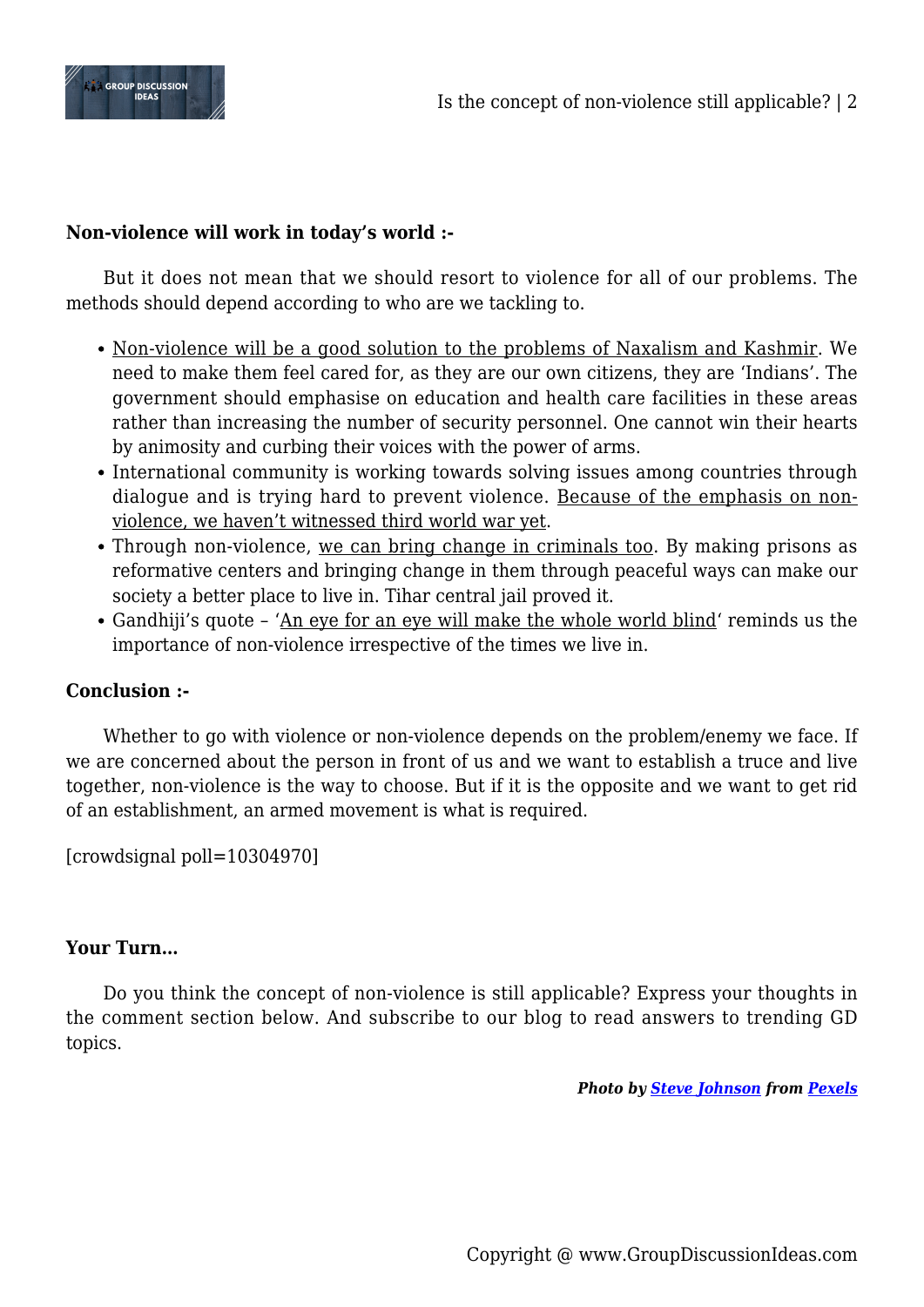**Non-violence will work in today's world :-**

But it does not mean that we should resort to violence for all of our problems. The methods should depend according to who are we tackling to.

- Non-violence will be a good solution to the problems of Naxalism and Kashmir. We need to make them feel cared for, as they are our own citizens, they are 'Indians'. The government should emphasise on education and health care facilities in these areas rather than increasing the number of security personnel. One cannot win their hearts by animosity and curbing their voices with the power of arms.
- International community is working towards solving issues among countries through dialogue and is trying hard to prevent violence. Because of the emphasis on non-violence, we haven't witnessed third world war yet.
- Through non-violence, we can bring change in criminals too. By making prisons as reformative centers and bringing change in them through peaceful ways can make our society a better place to live in. Tihar central jail proved it.
- Gandhiji's quote – 'An eye for an eye will make the whole world blind' reminds us the importance of non-violence irrespective of the times we live in.

**Conclusion :-**

Whether to go with violence or non-violence depends on the problem/enemy we face. If we are concerned about the person in front of us and we want to establish a truce and live together, non-violence is the way to choose. But if it is the opposite and we want to get rid of an establishment, an armed movement is what is required.

[crowdsignal poll=10304970]

**Your Turn…**

Do you think the concept of non-violence is still applicable? Express your thoughts in the comment section below. And subscribe to our blog to read answers to trending GD topics.

***Photo by Steve Johnson from Pexels***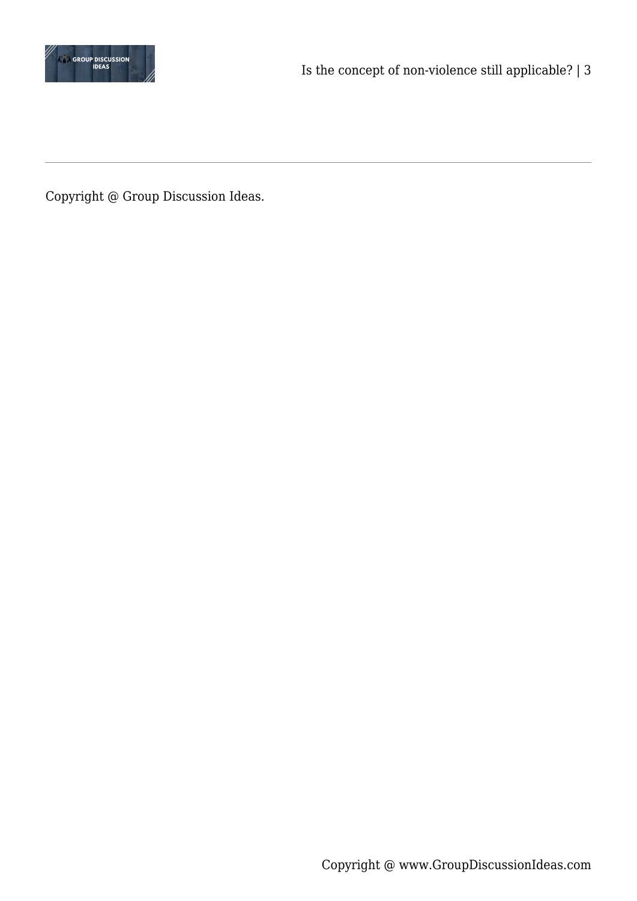---

Copyright @ Group Discussion Ideas.